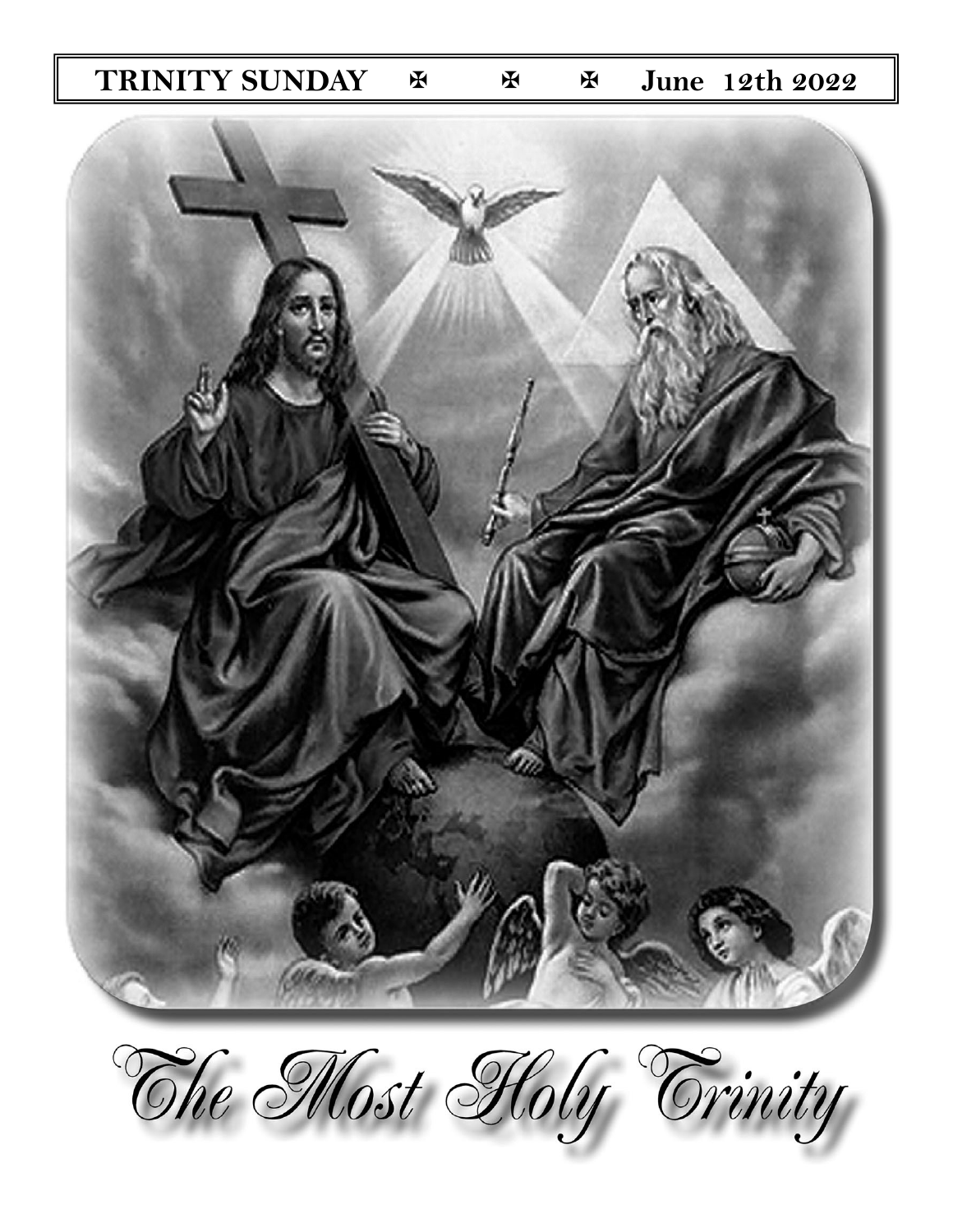**TRINITY SUNDAY ✠ ✠ ✠ June 12th 2022**

# The Most Holy Trinity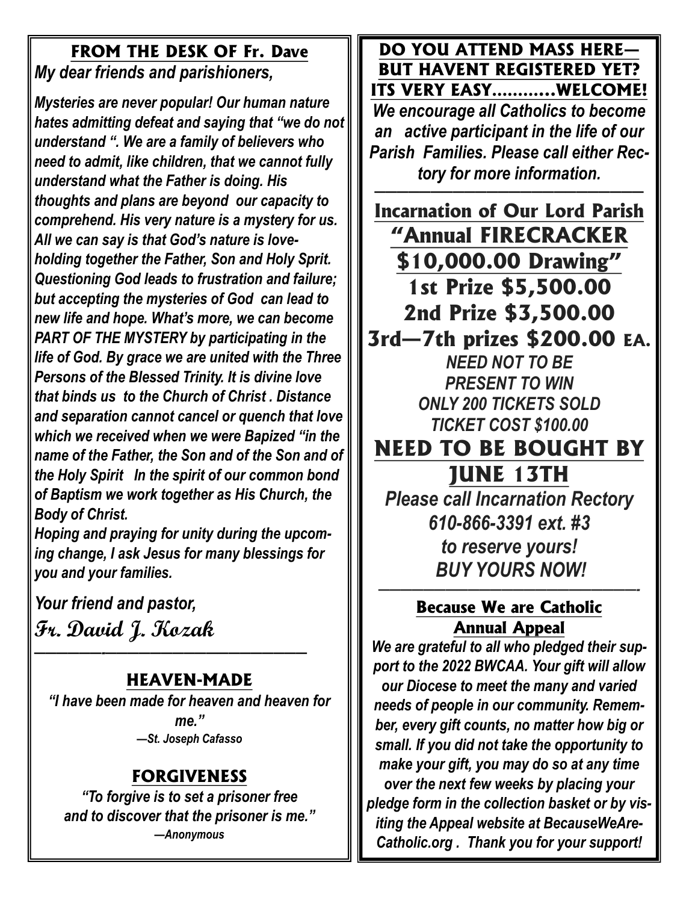## FROM THE DESK OF Fr. Dave

*My dear friends and parishioners,*

*Mysteries are never popular! Our human nature hates admitting defeat and saying that "we do not understand ". We are a family of believers who need to admit, like children, that we cannot fully understand what the Father is doing. His thoughts and plans are beyond our capacity to comprehend. His very nature is a mystery for us. All we can say is that God's nature is love-holding together the Father, Son and Holy Sprit. Questioning God leads to frustration and failure; but accepting the mysteries of God can lead to new life and hope. What's more, we can become PART OF THE MYSTERY by participating in the life of God. By grace we are united with the Three Persons of the Blessed Trinity. It is divine love that binds us to the Church of Christ . Distance and separation cannot cancel or quench that love which we received when we were Bapized "in the name of the Father, the Son and of the Son and of the Holy Spirit In the spirit of our common bond of Baptism we work together as His Church, the Body of Christ.*

*Hoping and praying for unity during the upcoming change, I ask Jesus for many blessings for you and your families.*

*Your friend and pastor,*

**Fr. David J. Kozak**

---

## HEAVEN-MADE

*"I have been made for heaven and heaven for me."*

*—St. Joseph Cafasso*

## FORGIVENESS

*"To forgive is to set a prisoner free and to discover that the prisoner is me."*

*—Anonymous*

---

## DO YOU ATTEND MASS HERE— BUT HAVENT REGISTERED YET? ITS VERY EASY............WELCOME!

*We encourage all Catholics to become an active participant in the life of our Parish Families. Please call either Rectory for more information.*

---

## Incarnation of Our Lord Parish "Annual FIRECRACKER $10,000.00 Drawing"

**1st Prize $5,500.00**

**2nd Prize $3,500.00**

**3rd—7th prizes $200.00 EA.**

*NEED NOT TO BE PRESENT TO WIN*

*ONLY 200 TICKETS SOLD*

*TICKET COST $100.00*

**NEED TO BE BOUGHT BY JUNE 13TH**

*Please call Incarnation Rectory 610-866-3391 ext. #3 to reserve yours!*

*BUY YOURS NOW!*

---

## Because We are Catholic Annual Appeal

*We are grateful to all who pledged their support to the 2022 BWCAA. Your gift will allow our Diocese to meet the many and varied needs of people in our community. Remember, every gift counts, no matter how big or small. If you did not take the opportunity to make your gift, you may do so at any time over the next few weeks by placing your pledge form in the collection basket or by visiting the Appeal website at BecauseWeAreCatholic.org . Thank you for your support!*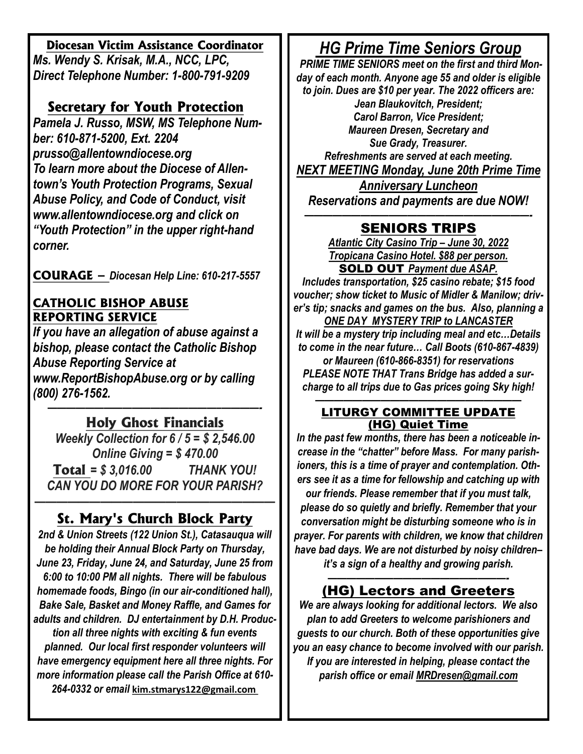## Diocesan Victim Assistance Coordinator

*Ms. Wendy S. Krisak, M.A., NCC, LPC, Direct Telephone Number: 1-800-791-9209*

## Secretary for Youth Protection

*Pamela J. Russo, MSW, MS Telephone Number: 610-871-5200, Ext. 2204*
*prusso@allentowndiocese.org*
*To learn more about the Diocese of Allentown's Youth Protection Programs, Sexual Abuse Policy, and Code of Conduct, visit www.allentowndiocese.org and click on "Youth Protection" in the upper right-hand corner.*

**COURAGE** – *Diocesan Help Line: 610-217-5557*

## CATHOLIC BISHOP ABUSE REPORTING SERVICE

*If you have an allegation of abuse against a bishop, please contact the Catholic Bishop Abuse Reporting Service at www.ReportBishopAbuse.org or by calling (800) 276-1562.*

---

## Holy Ghost Financials

*Weekly Collection for 6 / 5 = $ 2,546.00*
*Online Giving = $ 470.00*
**Total** *= $ 3,016.00 THANK YOU!*
*CAN YOU DO MORE FOR YOUR PARISH?*

---

## St. Mary's Church Block Party

*2nd & Union Streets (122 Union St.), Catasauqua will be holding their Annual Block Party on Thursday, June 23, Friday, June 24, and Saturday, June 25 from 6:00 to 10:00 PM all nights. There will be fabulous homemade foods, Bingo (in our air-conditioned hall), Bake Sale, Basket and Money Raffle, and Games for adults and children. DJ entertainment by D.H. Production all three nights with exciting & fun events planned. Our local first responder volunteers will have emergency equipment here all three nights. For more information please call the Parish Office at 610-264-0332 or email* kim.stmarys122@gmail.com

## *HG Prime Time Seniors Group*

*PRIME TIME SENIORS meet on the first and third Monday of each month. Anyone age 55 and older is eligible to join. Dues are $10 per year. The 2022 officers are:*
*Jean Blaukovitch, President;*
*Carol Barron, Vice President;*
*Maureen Dresen, Secretary and*
*Sue Grady, Treasurer.*
*Refreshments are served at each meeting.*
***NEXT MEETING Monday, June 20th Prime Time Anniversary Luncheon***
*Reservations and payments are due NOW!*

---

## SENIORS TRIPS

***Atlantic City Casino Trip – June 30, 2022***
***Tropicana Casino Hotel. $88 per person.***
**SOLD OUT** *Payment due ASAP.*
*Includes transportation, $25 casino rebate; $15 food voucher; show ticket to Music of Midler & Manilow; driver's tip; snacks and games on the bus. Also, planning a* ***ONE DAY MYSTERY TRIP to LANCASTER***
*It will be a mystery trip including meal and etc…Details to come in the near future… Call Boots (610-867-4839) or Maureen (610-866-8351) for reservations*
*PLEASE NOTE THAT Trans Bridge has added a surcharge to all trips due to Gas prices going Sky high!*

---

## LITURGY COMMITTEE UPDATE
### (HG) Quiet Time

*In the past few months, there has been a noticeable increase in the "chatter" before Mass. For many parishioners, this is a time of prayer and contemplation. Others see it as a time for fellowship and catching up with our friends. Please remember that if you must talk, please do so quietly and briefly. Remember that your conversation might be disturbing someone who is in prayer. For parents with children, we know that children have bad days. We are not disturbed by noisy children– it's a sign of a healthy and growing parish.*

---

## (HG) Lectors and Greeters

*We are always looking for additional lectors. We also plan to add Greeters to welcome parishioners and guests to our church. Both of these opportunities give you an easy chance to become involved with our parish. If you are interested in helping, please contact the parish office or email* MRDresen@gmail.com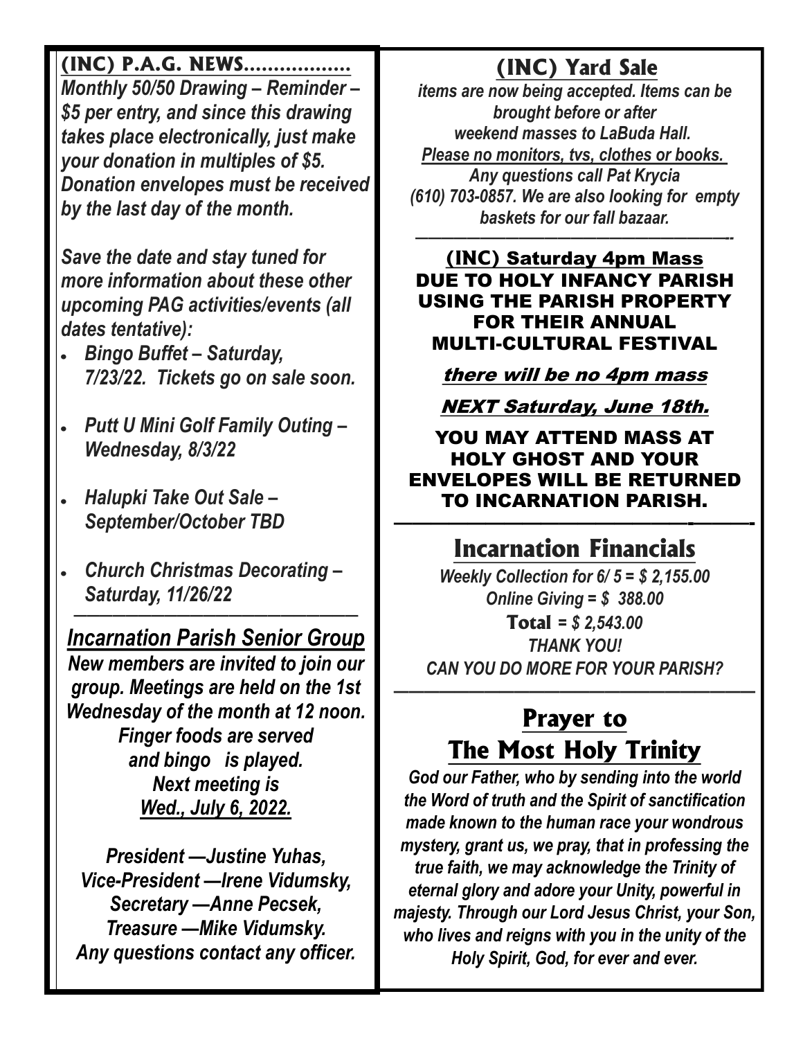## (INC) P.A.G. NEWS..................

*Monthly 50/50 Drawing – Reminder – $5 per entry, and since this drawing takes place electronically, just make your donation in multiples of $5. Donation envelopes must be received by the last day of the month.*

*Save the date and stay tuned for more information about these other upcoming PAG activities/events (all dates tentative):*

- *Bingo Buffet – Saturday, 7/23/22. Tickets go on sale soon.*
- *Putt U Mini Golf Family Outing – Wednesday, 8/3/22*
- *Halupki Take Out Sale – September/October TBD*
- *Church Christmas Decorating – Saturday, 11/26/22*

---

## *Incarnation Parish Senior Group*

***New members are invited to join our group. Meetings are held on the 1st Wednesday of the month at 12 noon. Finger foods are served and bingo is played. Next meeting is Wed., July 6, 2022.***

***President —Justine Yuhas, Vice-President —Irene Vidumsky, Secretary —Anne Pecsek, Treasure —Mike Vidumsky. Any questions contact any officer.***

## (INC) Yard Sale

***items are now being accepted. Items can be brought before or after weekend masses to LaBuda Hall. Please no monitors, tvs, clothes or books. Any questions call Pat Krycia (610) 703-0857. We are also looking for empty baskets for our fall bazaar.***

---

### (INC) Saturday 4pm Mass

**DUE TO HOLY INFANCY PARISH USING THE PARISH PROPERTY FOR THEIR ANNUAL MULTI-CULTURAL FESTIVAL**

***there will be no 4pm mass***

***NEXT Saturday, June 18th.***

**YOU MAY ATTEND MASS AT HOLY GHOST AND YOUR ENVELOPES WILL BE RETURNED TO INCARNATION PARISH.**

---

## Incarnation Financials

*Weekly Collection for 6/ 5 = $ 2,155.00*
*Online Giving = $ 388.00*
**Total** *= $ 2,543.00*
*THANK YOU!*
*CAN YOU DO MORE FOR YOUR PARISH?*

---

## Prayer to The Most Holy Trinity

***God our Father, who by sending into the world the Word of truth and the Spirit of sanctification made known to the human race your wondrous mystery, grant us, we pray, that in professing the true faith, we may acknowledge the Trinity of eternal glory and adore your Unity, powerful in majesty. Through our Lord Jesus Christ, your Son, who lives and reigns with you in the unity of the Holy Spirit, God, for ever and ever.***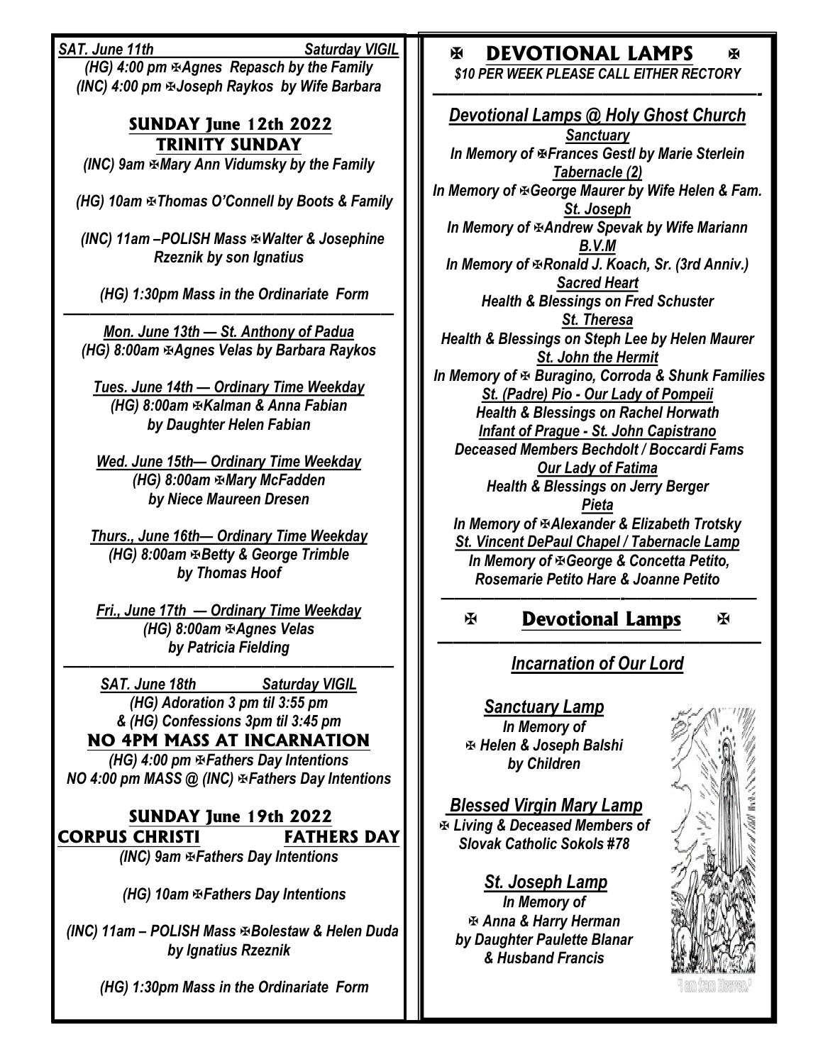**SAT. June 11th** **Saturday VIGIL**

*(HG) 4:00 pm ✠Agnes Repasch by the Family*
*(INC) 4:00 pm ✠Joseph Raykos by Wife Barbara*

## SUNDAY June 12th 2022
## TRINITY SUNDAY

*(INC) 9am ✠Mary Ann Vidumsky by the Family*

*(HG) 10am ✠Thomas O'Connell by Boots & Family*

*(INC) 11am –POLISH Mass ✠Walter & Josephine Rzeznik by son Ignatius*

*(HG) 1:30pm Mass in the Ordinariate Form*

---

***Mon. June 13th — St. Anthony of Padua***
*(HG) 8:00am ✠Agnes Velas by Barbara Raykos*

***Tues. June 14th — Ordinary Time Weekday***
*(HG) 8:00am ✠Kalman & Anna Fabian by Daughter Helen Fabian*

***Wed. June 15th— Ordinary Time Weekday***
*(HG) 8:00am ✠Mary McFadden by Niece Maureen Dresen*

***Thurs., June 16th— Ordinary Time Weekday***
*(HG) 8:00am ✠Betty & George Trimble by Thomas Hoof*

***Fri., June 17th — Ordinary Time Weekday***
*(HG) 8:00am ✠Agnes Velas by Patricia Fielding*

---

***SAT. June 18th*** ***Saturday VIGIL***
*(HG) Adoration 3 pm til 3:55 pm*
*& (HG) Confessions 3pm til 3:45 pm*

**NO 4PM MASS AT INCARNATION**

*(HG) 4:00 pm ✠Fathers Day Intentions*
*NO 4:00 pm MASS @ (INC) ✠Fathers Day Intentions*

## SUNDAY June 19th 2022
## CORPUS CHRISTI — FATHERS DAY

*(INC) 9am ✠Fathers Day Intentions*

*(HG) 10am ✠Fathers Day Intentions*

*(INC) 11am – POLISH Mass ✠Bolestaw & Helen Duda by Ignatius Rzeznik*

*(HG) 1:30pm Mass in the Ordinariate Form*

## ✠ DEVOTIONAL LAMPS ✠

*$10 PER WEEK PLEASE CALL EITHER RECTORY*

---

### *Devotional Lamps @ Holy Ghost Church*

***Sanctuary***
*In Memory of ✠Frances Gestl by Marie Sterlein*

***Tabernacle (2)***
*In Memory of ✠George Maurer by Wife Helen & Fam.*

***St. Joseph***
*In Memory of ✠Andrew Spevak by Wife Mariann*

***B.V.M***
*In Memory of ✠Ronald J. Koach, Sr. (3rd Anniv.)*

***Sacred Heart***
*Health & Blessings on Fred Schuster*

***St. Theresa***
*Health & Blessings on Steph Lee by Helen Maurer*

***St. John the Hermit***
*In Memory of ✠ Buragino, Corroda & Shunk Families*

***St. (Padre) Pio - Our Lady of Pompeii***
*Health & Blessings on Rachel Horwath*

***Infant of Prague - St. John Capistrano***
*Deceased Members Bechdolt / Boccardi Fams*

***Our Lady of Fatima***
*Health & Blessings on Jerry Berger*

***Pieta***
*In Memory of ✠Alexander & Elizabeth Trotsky*

***St. Vincent DePaul Chapel / Tabernacle Lamp***
*In Memory of ✠George & Concetta Petito, Rosemarie Petito Hare & Joanne Petito*

---

## ✠ Devotional Lamps ✠

### *Incarnation of Our Lord*

***Sanctuary Lamp***
*In Memory of*
*✠ Helen & Joseph Balshi*
*by Children*

***Blessed Virgin Mary Lamp***
*✠ Living & Deceased Members of Slovak Catholic Sokols #78*

***St. Joseph Lamp***
*In Memory of*
*✠ Anna & Harry Herman*
*by Daughter Paulette Blanar*
*& Husband Francis*

"I am from Heaven."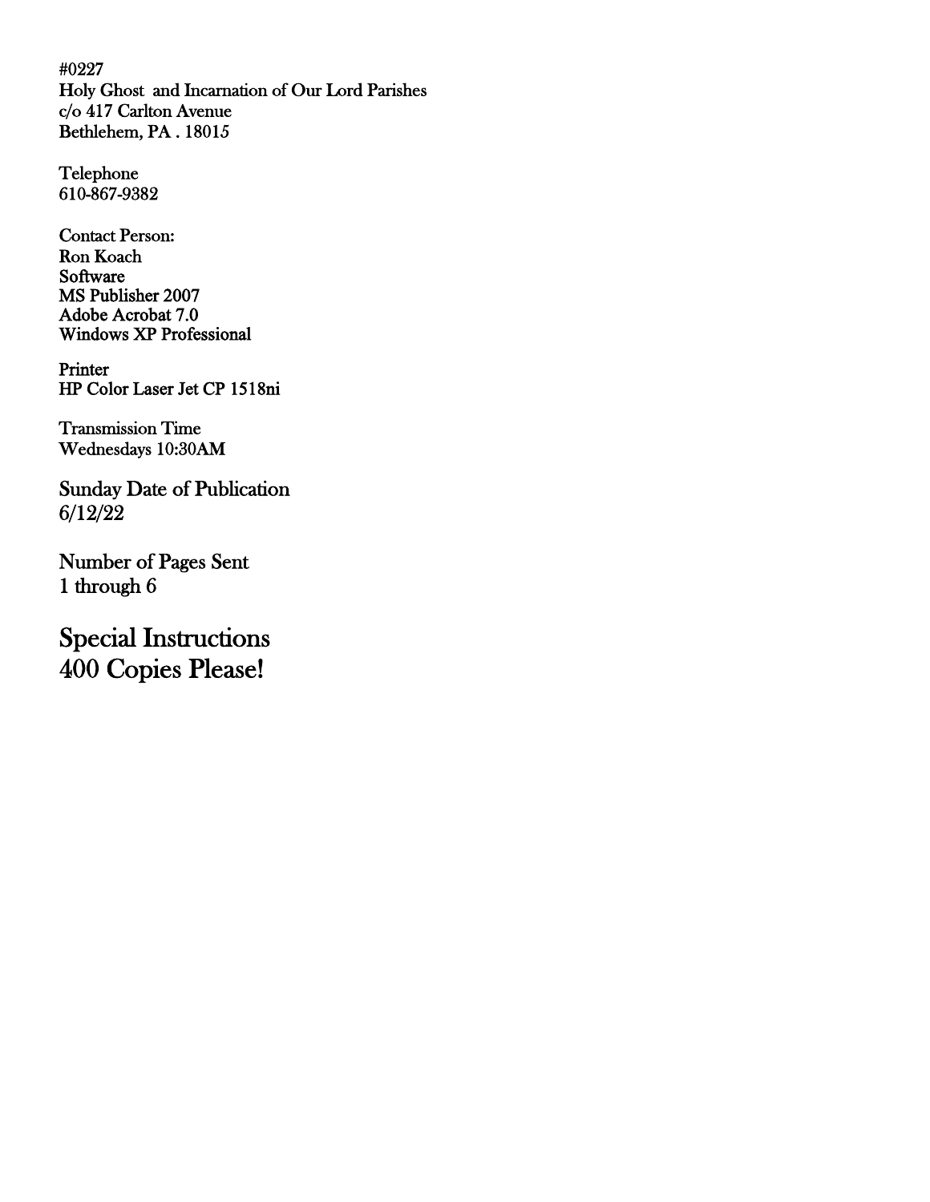#0227
Holy Ghost  and Incarnation of Our Lord Parishes
c/o 417 Carlton Avenue
Bethlehem, PA . 18015

Telephone
610-867-9382

Contact Person:
Ron Koach
Software
MS Publisher 2007
Adobe Acrobat 7.0
Windows XP Professional

Printer
HP Color Laser Jet CP 1518ni

Transmission Time
Wednesdays 10:30AM

Sunday Date of Publication
6/12/22

Number of Pages Sent
1 through 6

## Special Instructions
## 400 Copies Please!